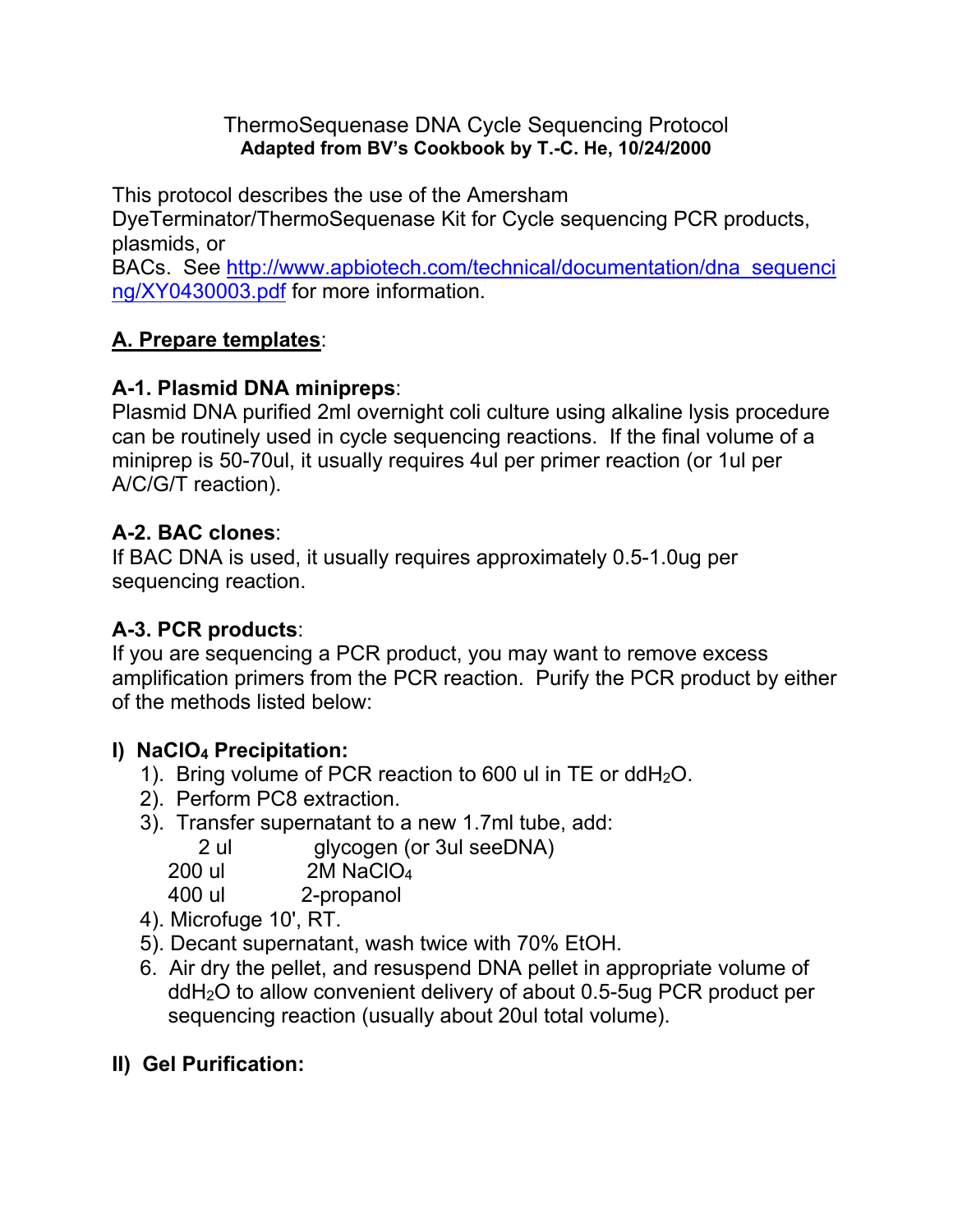ThermoSequenase DNA Cycle Sequencing Protocol
**Adapted from BV's Cookbook by T.-C. He, 10/24/2000**

This protocol describes the use of the Amersham DyeTerminator/ThermoSequenase Kit for Cycle sequencing PCR products, plasmids, or BACs. See http://www.apbiotech.com/technical/documentation/dna_sequencing/XY0430003.pdf for more information.

## A. Prepare templates:

**A-1. Plasmid DNA minipreps**:
Plasmid DNA purified 2ml overnight coli culture using alkaline lysis procedure can be routinely used in cycle sequencing reactions. If the final volume of a miniprep is 50-70ul, it usually requires 4ul per primer reaction (or 1ul per A/C/G/T reaction).

**A-2. BAC clones**:
If BAC DNA is used, it usually requires approximately 0.5-1.0ug per sequencing reaction.

**A-3. PCR products**:
If you are sequencing a PCR product, you may want to remove excess amplification primers from the PCR reaction. Purify the PCR product by either of the methods listed below:

### I) $NaClO_4$ Precipitation:

1). Bring volume of PCR reaction to 600 ul in TE or $ddH_2O$.
2). Perform PC8 extraction.
3). Transfer supernatant to a new 1.7ml tube, add:
    2 ul glycogen (or 3ul seeDNA)
    200 ul 2M $NaClO_4$
    400 ul 2-propanol
4). Microfuge 10', RT.
5). Decant supernatant, wash twice with 70% EtOH.
6. Air dry the pellet, and resuspend DNA pellet in appropriate volume of $ddH_2O$ to allow convenient delivery of about 0.5-5ug PCR product per sequencing reaction (usually about 20ul total volume).

### II) Gel Purification: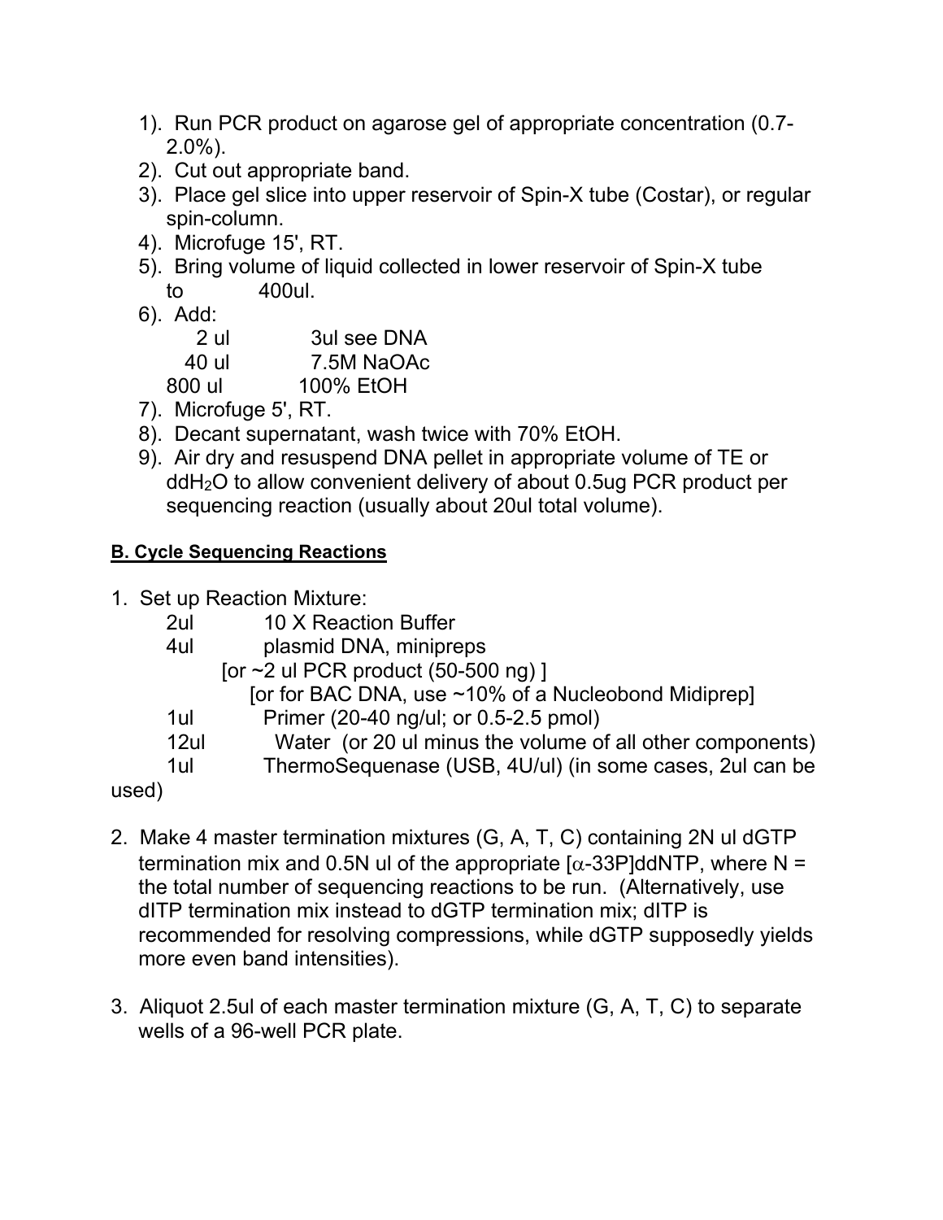1). Run PCR product on agarose gel of appropriate concentration (0.7-2.0%).
2). Cut out appropriate band.
3). Place gel slice into upper reservoir of Spin-X tube (Costar), or regular spin-column.
4). Microfuge 15', RT.
5). Bring volume of liquid collected in lower reservoir of Spin-X tube to 400ul.
6). Add:
    - 2 ul 3ul see DNA
    - 40 ul 7.5M NaOAc
    - 800 ul 100% EtOH
7). Microfuge 5', RT.
8). Decant supernatant, wash twice with 70% EtOH.
9). Air dry and resuspend DNA pellet in appropriate volume of TE or $ddH_2O$ to allow convenient delivery of about 0.5ug PCR product per sequencing reaction (usually about 20ul total volume).

**B. Cycle Sequencing Reactions**

1. Set up Reaction Mixture:
   - 2ul 10 X Reaction Buffer
   - 4ul plasmid DNA, minipreps
     [or ~2 ul PCR product (50-500 ng) ]
     [or for BAC DNA, use ~10% of a Nucleobond Midiprep]
   - 1ul Primer (20-40 ng/ul; or 0.5-2.5 pmol)
   - 12ul Water (or 20 ul minus the volume of all other components)
   - 1ul ThermoSequenase (USB, 4U/ul) (in some cases, 2ul can be used)

2. Make 4 master termination mixtures (G, A, T, C) containing 2N ul dGTP termination mix and 0.5N ul of the appropriate [$\alpha$-33P]ddNTP, where N = the total number of sequencing reactions to be run. (Alternatively, use dITP termination mix instead to dGTP termination mix; dITP is recommended for resolving compressions, while dGTP supposedly yields more even band intensities).

3. Aliquot 2.5ul of each master termination mixture (G, A, T, C) to separate wells of a 96-well PCR plate.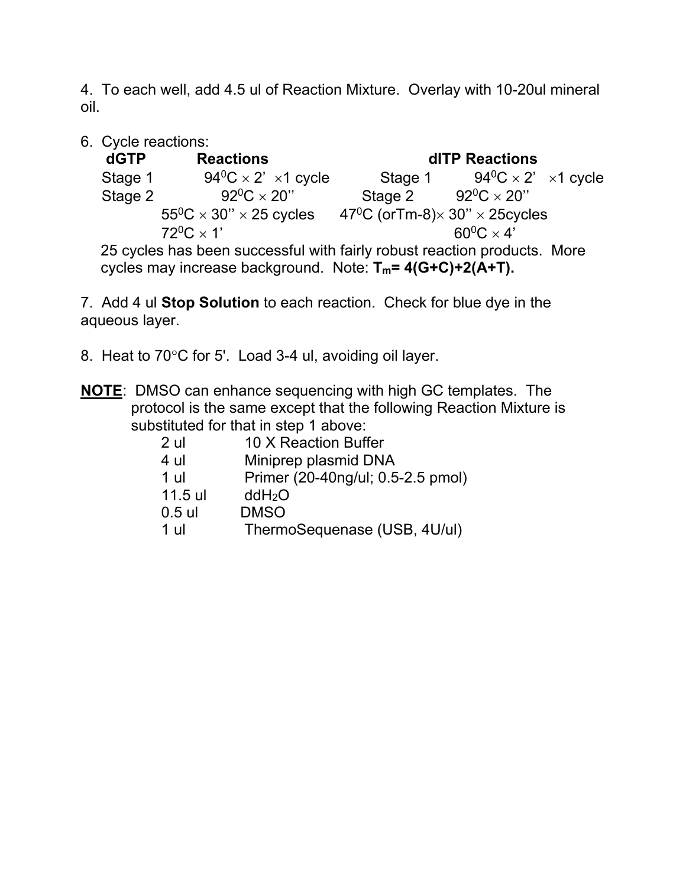4. To each well, add 4.5 ul of Reaction Mixture. Overlay with 10-20ul mineral oil.

6. Cycle reactions:

| dGTP Reactions | | dITP Reactions | |
|---|---|---|---|
| Stage 1 | $94^0C \times 2' \times 1$ cycle | Stage 1 | $94^0C \times 2' \times 1$ cycle |
| Stage 2 | $92^0C \times 20''$ | Stage 2 | $92^0C \times 20''$ |
| | $55^0C \times 30'' \times 25$ cycles | | $47^0C$ (orTm-8)$\times 30'' \times 25$cycles |
| | $72^0C \times 1'$ | | $60^0C \times 4'$ |

25 cycles has been successful with fairly robust reaction products. More cycles may increase background. Note: **$T_m$= 4(G+C)+2(A+T).**

7. Add 4 ul **Stop Solution** to each reaction. Check for blue dye in the aqueous layer.

8. Heat to 70°C for 5'. Load 3-4 ul, avoiding oil layer.

**NOTE**: DMSO can enhance sequencing with high GC templates. The protocol is the same except that the following Reaction Mixture is substituted for that in step 1 above:

| | |
|---|---|
| 2 ul | 10 X Reaction Buffer |
| 4 ul | Miniprep plasmid DNA |
| 1 ul | Primer (20-40ng/ul; 0.5-2.5 pmol) |
| 11.5 ul | $ddH_2O$ |
| 0.5 ul | DMSO |
| 1 ul | ThermoSequenase (USB, 4U/ul) |